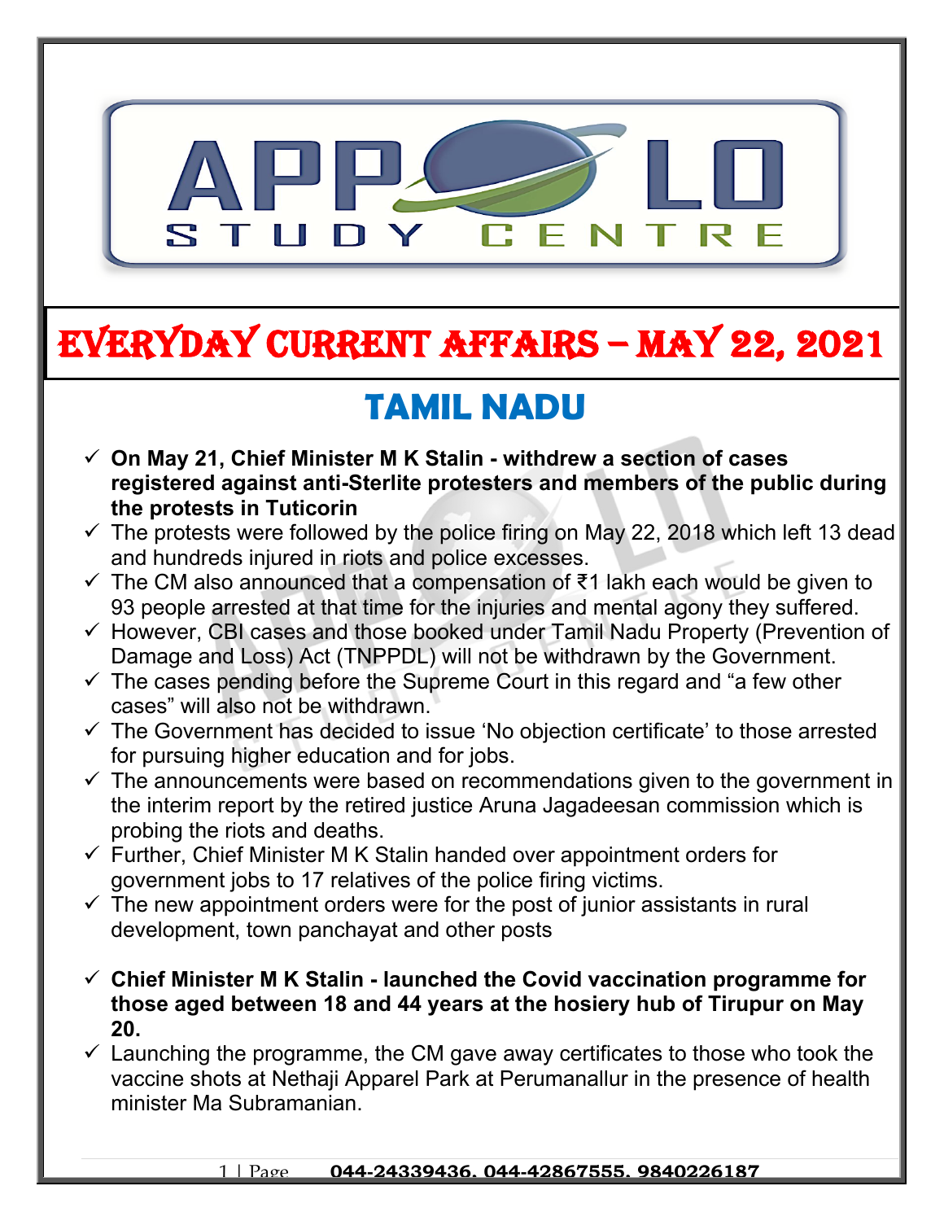# EVERYDAY CURRENT AFFAIRS – MAY 22, 2021

## TAMIL NADU

- **On May 21, Chief Minister M K Stalin - withdrew a section of cases registered against anti-Sterlite protesters and members of the public during the protests in Tuticorin**
- The protests were followed by the police firing on May 22, 2018 which left 13 dead and hundreds injured in riots and police excesses.
- The CM also announced that a compensation of ₹1 lakh each would be given to 93 people arrested at that time for the injuries and mental agony they suffered.
- However, CBI cases and those booked under Tamil Nadu Property (Prevention of Damage and Loss) Act (TNPPDL) will not be withdrawn by the Government.
- The cases pending before the Supreme Court in this regard and "a few other cases" will also not be withdrawn.
- The Government has decided to issue 'No objection certificate' to those arrested for pursuing higher education and for jobs.
- The announcements were based on recommendations given to the government in the interim report by the retired justice Aruna Jagadeesan commission which is probing the riots and deaths.
- Further, Chief Minister M K Stalin handed over appointment orders for government jobs to 17 relatives of the police firing victims.
- The new appointment orders were for the post of junior assistants in rural development, town panchayat and other posts

- **Chief Minister M K Stalin - launched the Covid vaccination programme for those aged between 18 and 44 years at the hosiery hub of Tirupur on May 20.**
- Launching the programme, the CM gave away certificates to those who took the vaccine shots at Nethaji Apparel Park at Perumanallur in the presence of health minister Ma Subramanian.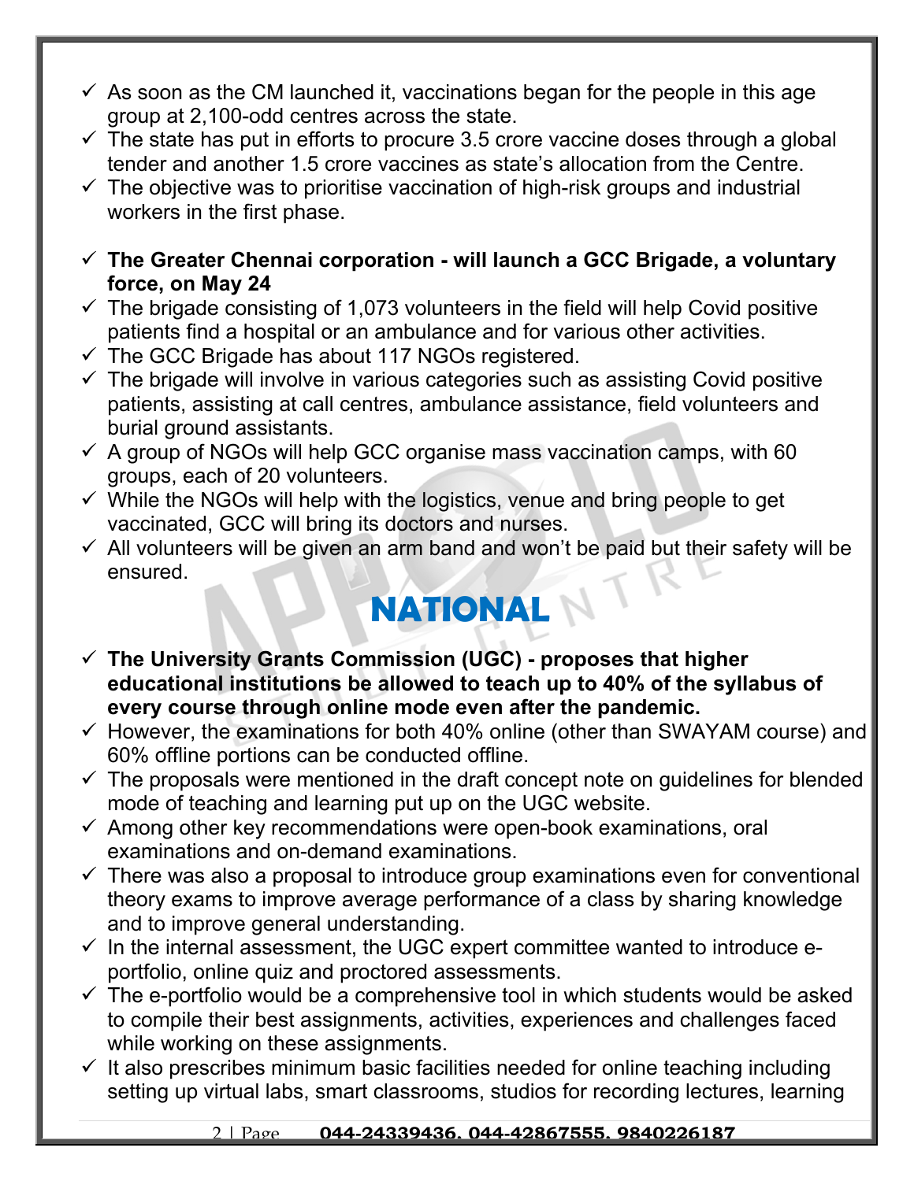- As soon as the CM launched it, vaccinations began for the people in this age group at 2,100-odd centres across the state.
- The state has put in efforts to procure 3.5 crore vaccine doses through a global tender and another 1.5 crore vaccines as state's allocation from the Centre.
- The objective was to prioritise vaccination of high-risk groups and industrial workers in the first phase.

- **The Greater Chennai corporation - will launch a GCC Brigade, a voluntary force, on May 24**
- The brigade consisting of 1,073 volunteers in the field will help Covid positive patients find a hospital or an ambulance and for various other activities.
- The GCC Brigade has about 117 NGOs registered.
- The brigade will involve in various categories such as assisting Covid positive patients, assisting at call centres, ambulance assistance, field volunteers and burial ground assistants.
- A group of NGOs will help GCC organise mass vaccination camps, with 60 groups, each of 20 volunteers.
- While the NGOs will help with the logistics, venue and bring people to get vaccinated, GCC will bring its doctors and nurses.
- All volunteers will be given an arm band and won't be paid but their safety will be ensured.

## NATIONAL

- **The University Grants Commission (UGC) - proposes that higher educational institutions be allowed to teach up to 40% of the syllabus of every course through online mode even after the pandemic.**
- However, the examinations for both 40% online (other than SWAYAM course) and 60% offline portions can be conducted offline.
- The proposals were mentioned in the draft concept note on guidelines for blended mode of teaching and learning put up on the UGC website.
- Among other key recommendations were open-book examinations, oral examinations and on-demand examinations.
- There was also a proposal to introduce group examinations even for conventional theory exams to improve average performance of a class by sharing knowledge and to improve general understanding.
- In the internal assessment, the UGC expert committee wanted to introduce e-portfolio, online quiz and proctored assessments.
- The e-portfolio would be a comprehensive tool in which students would be asked to compile their best assignments, activities, experiences and challenges faced while working on these assignments.
- It also prescribes minimum basic facilities needed for online teaching including setting up virtual labs, smart classrooms, studios for recording lectures, learning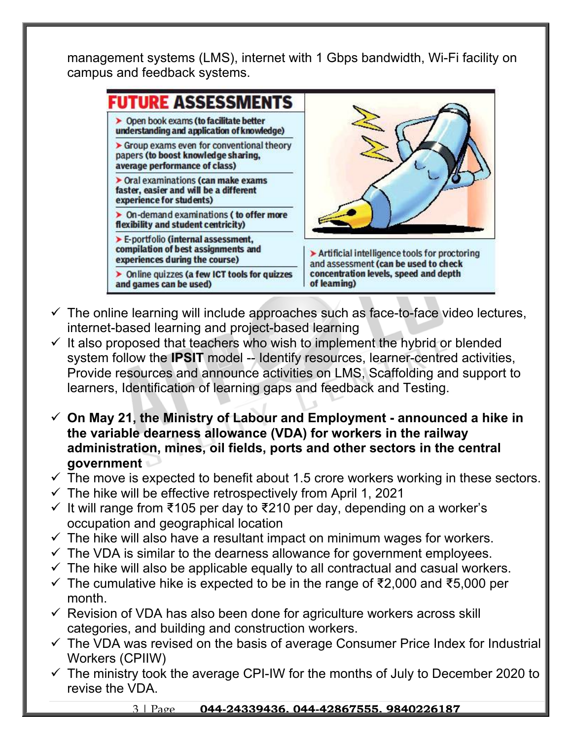management systems (LMS), internet with 1 Gbps bandwidth, Wi-Fi facility on campus and feedback systems.

**FUTURE ASSESSMENTS**

- Open book exams **(to facilitate better understanding and application of knowledge)**
- Group exams even for conventional theory papers **(to boost knowledge sharing, average performance of class)**
- Oral examinations **(can make exams faster, easier and will be a different experience for students)**
- On-demand examinations **( to offer more flexibility and student centricity)**
- E-portfolio **(internal assessment, compilation of best assignments and experiences during the course)**
- Online quizzes **(a few ICT tools for quizzes and games can be used)**
- Artificial intelligence tools for proctoring and assessment **(can be used to check concentration levels, speed and depth of learning)**

- ✓ The online learning will include approaches such as face-to-face video lectures, internet-based learning and project-based learning
- ✓ It also proposed that teachers who wish to implement the hybrid or blended system follow the **IPSIT** model -- Identify resources, learner-centred activities, Provide resources and announce activities on LMS, Scaffolding and support to learners, Identification of learning gaps and feedback and Testing.

- ✓ **On May 21, the Ministry of Labour and Employment - announced a hike in the variable dearness allowance (VDA) for workers in the railway administration, mines, oil fields, ports and other sectors in the central government**
- ✓ The move is expected to benefit about 1.5 crore workers working in these sectors.
- ✓ The hike will be effective retrospectively from April 1, 2021
- ✓ It will range from ₹105 per day to ₹210 per day, depending on a worker's occupation and geographical location
- ✓ The hike will also have a resultant impact on minimum wages for workers.
- ✓ The VDA is similar to the dearness allowance for government employees.
- ✓ The hike will also be applicable equally to all contractual and casual workers.
- ✓ The cumulative hike is expected to be in the range of ₹2,000 and ₹5,000 per month.
- ✓ Revision of VDA has also been done for agriculture workers across skill categories, and building and construction workers.
- ✓ The VDA was revised on the basis of average Consumer Price Index for Industrial Workers (CPIIW)
- ✓ The ministry took the average CPI-IW for the months of July to December 2020 to revise the VDA.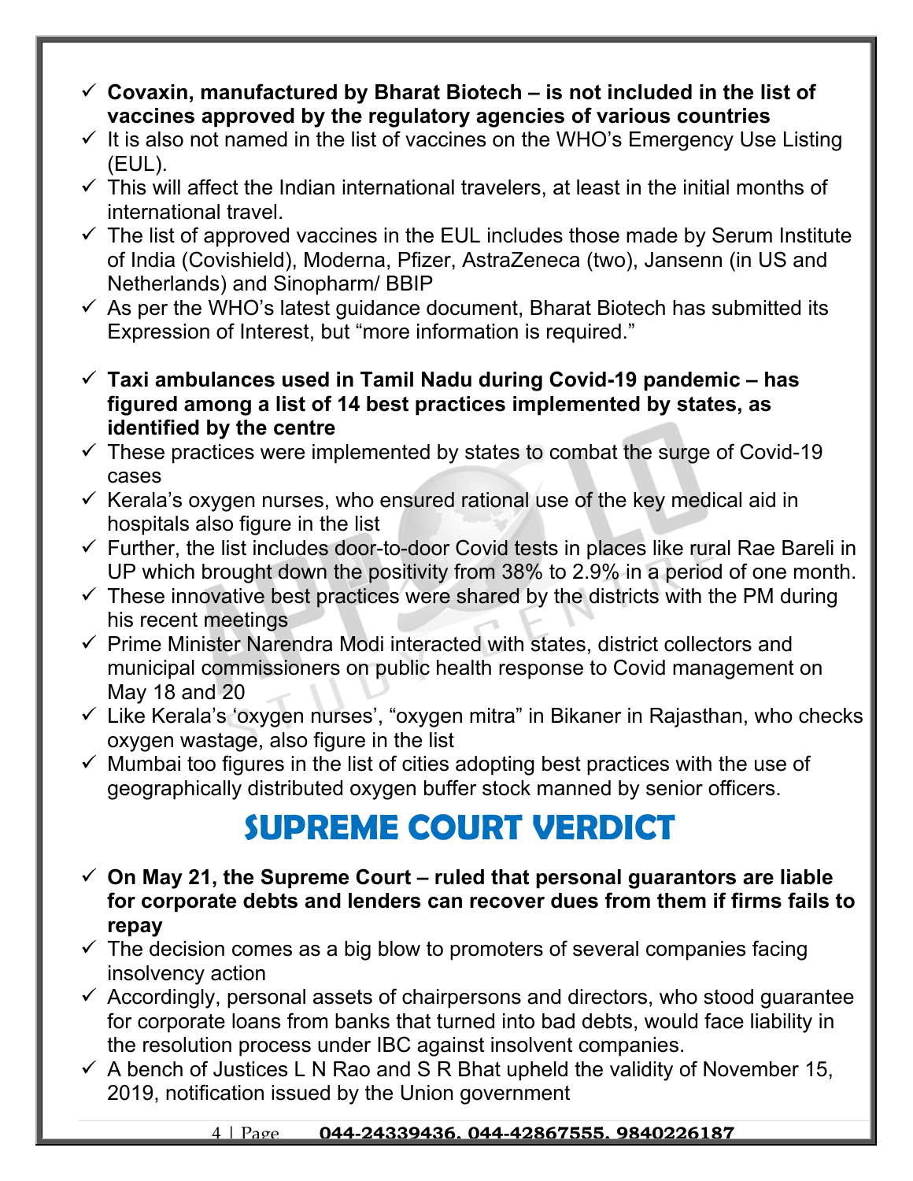- **Covaxin, manufactured by Bharat Biotech – is not included in the list of vaccines approved by the regulatory agencies of various countries**
- It is also not named in the list of vaccines on the WHO's Emergency Use Listing (EUL).
- This will affect the Indian international travelers, at least in the initial months of international travel.
- The list of approved vaccines in the EUL includes those made by Serum Institute of India (Covishield), Moderna, Pfizer, AstraZeneca (two), Jansenn (in US and Netherlands) and Sinopharm/ BBIP
- As per the WHO's latest guidance document, Bharat Biotech has submitted its Expression of Interest, but "more information is required."

- **Taxi ambulances used in Tamil Nadu during Covid-19 pandemic – has figured among a list of 14 best practices implemented by states, as identified by the centre**
- These practices were implemented by states to combat the surge of Covid-19 cases
- Kerala's oxygen nurses, who ensured rational use of the key medical aid in hospitals also figure in the list
- Further, the list includes door-to-door Covid tests in places like rural Rae Bareli in UP which brought down the positivity from 38% to 2.9% in a period of one month.
- These innovative best practices were shared by the districts with the PM during his recent meetings
- Prime Minister Narendra Modi interacted with states, district collectors and municipal commissioners on public health response to Covid management on May 18 and 20
- Like Kerala's 'oxygen nurses', "oxygen mitra" in Bikaner in Rajasthan, who checks oxygen wastage, also figure in the list
- Mumbai too figures in the list of cities adopting best practices with the use of geographically distributed oxygen buffer stock manned by senior officers.

# SUPREME COURT VERDICT

- **On May 21, the Supreme Court – ruled that personal guarantors are liable for corporate debts and lenders can recover dues from them if firms fails to repay**
- The decision comes as a big blow to promoters of several companies facing insolvency action
- Accordingly, personal assets of chairpersons and directors, who stood guarantee for corporate loans from banks that turned into bad debts, would face liability in the resolution process under IBC against insolvent companies.
- A bench of Justices L N Rao and S R Bhat upheld the validity of November 15, 2019, notification issued by the Union government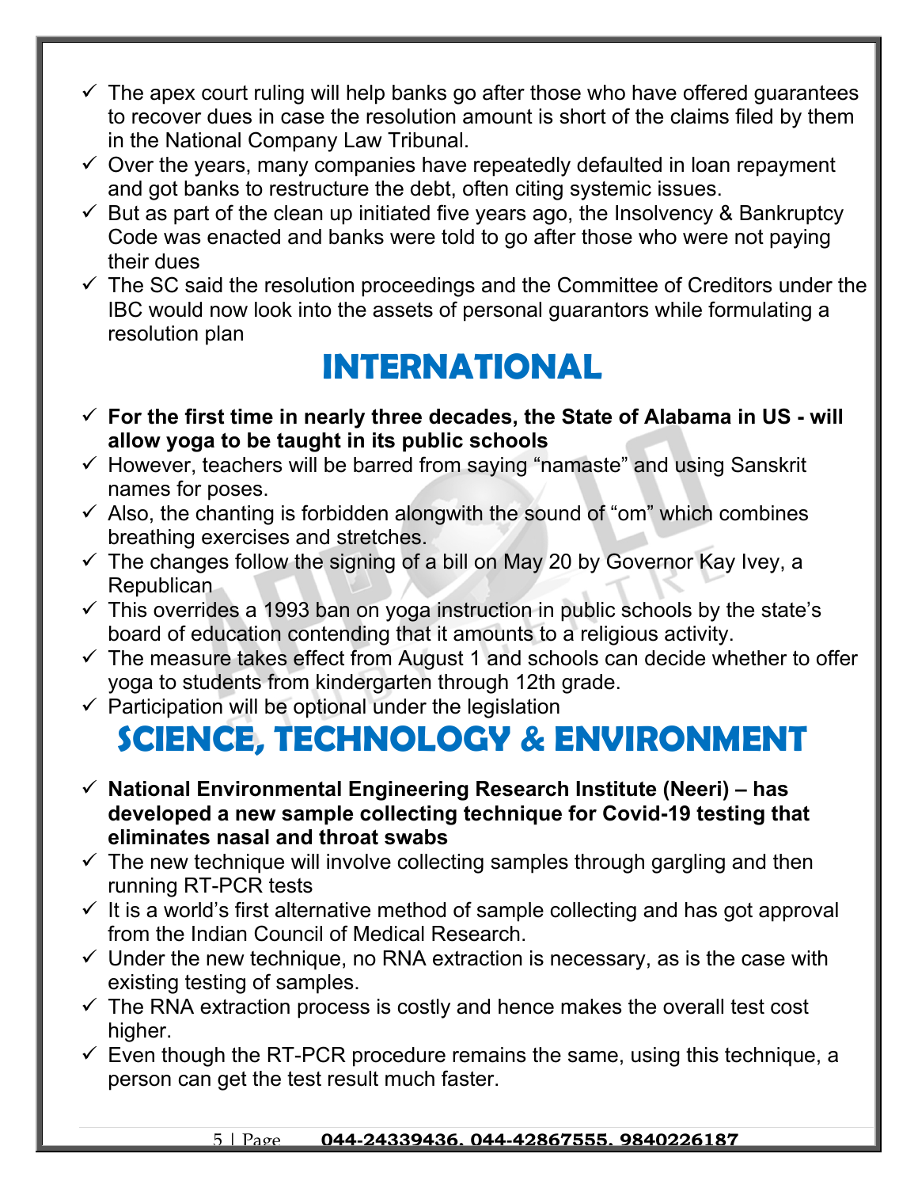- The apex court ruling will help banks go after those who have offered guarantees to recover dues in case the resolution amount is short of the claims filed by them in the National Company Law Tribunal.
- Over the years, many companies have repeatedly defaulted in loan repayment and got banks to restructure the debt, often citing systemic issues.
- But as part of the clean up initiated five years ago, the Insolvency & Bankruptcy Code was enacted and banks were told to go after those who were not paying their dues
- The SC said the resolution proceedings and the Committee of Creditors under the IBC would now look into the assets of personal guarantors while formulating a resolution plan

# INTERNATIONAL

- **For the first time in nearly three decades, the State of Alabama in US - will allow yoga to be taught in its public schools**
- However, teachers will be barred from saying "namaste" and using Sanskrit names for poses.
- Also, the chanting is forbidden alongwith the sound of "om" which combines breathing exercises and stretches.
- The changes follow the signing of a bill on May 20 by Governor Kay Ivey, a Republican
- This overrides a 1993 ban on yoga instruction in public schools by the state's board of education contending that it amounts to a religious activity.
- The measure takes effect from August 1 and schools can decide whether to offer yoga to students from kindergarten through 12th grade.
- Participation will be optional under the legislation

# SCIENCE, TECHNOLOGY & ENVIRONMENT

- **National Environmental Engineering Research Institute (Neeri) – has developed a new sample collecting technique for Covid-19 testing that eliminates nasal and throat swabs**
- The new technique will involve collecting samples through gargling and then running RT-PCR tests
- It is a world's first alternative method of sample collecting and has got approval from the Indian Council of Medical Research.
- Under the new technique, no RNA extraction is necessary, as is the case with existing testing of samples.
- The RNA extraction process is costly and hence makes the overall test cost higher.
- Even though the RT-PCR procedure remains the same, using this technique, a person can get the test result much faster.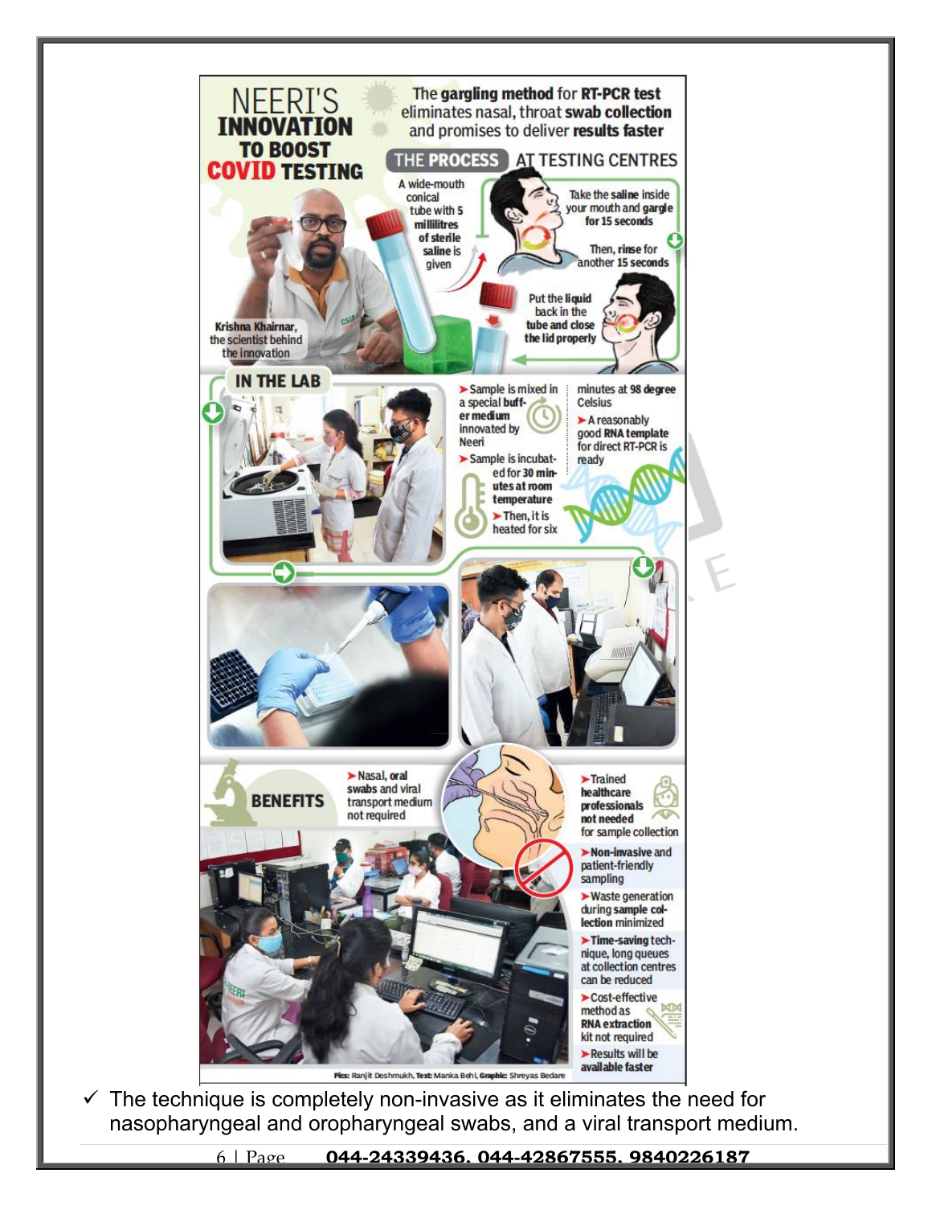# NEERI'S INNOVATION TO BOOST COVID TESTING

The **gargling method** for **RT-PCR test** eliminates nasal, throat **swab collection** and promises to deliver **results faster**

Krishna Khairnar, the scientist behind the innovation

## THE PROCESS AT TESTING CENTRES

- A wide-mouth conical tube with 5 millilitres of sterile saline is given
- Take the **saline** inside your mouth and **gargle** for 15 seconds
- Then, **rinse** for another 15 seconds
- Put the **liquid** back in the tube and close the lid properly

## IN THE LAB

- Sample is mixed in a special **buffer medium** innovated by Neeri
- Sample is incubated for **30 minutes at room temperature**
- Then, it is heated for six minutes at **98 degree** Celsius
- A reasonably good **RNA template** for direct RT-PCR is ready

## BENEFITS

- **Nasal, oral swabs** and viral transport medium not required
- Trained **healthcare professionals not needed** for sample collection
- **Non-invasive** and patient-friendly sampling
- Waste generation during **sample collection** minimized
- **Time-saving** technique, long queues at collection centres can be reduced
- Cost-effective method as **RNA extraction** kit not required
- **Results** will be **available faster**

Pics: Ranjit Deshmukh, Text: Manka Behl, Graphic: Shreyas Bedare

- ✓ The technique is completely non-invasive as it eliminates the need for nasopharyngeal and oropharyngeal swabs, and a viral transport medium.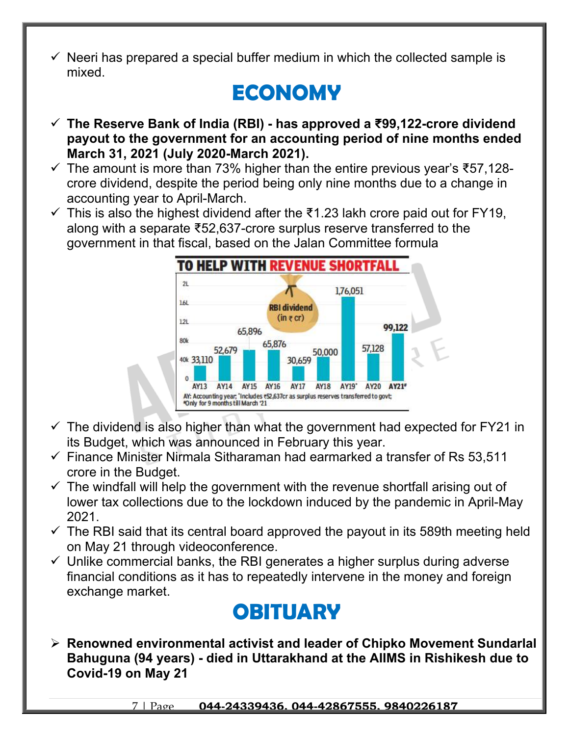- ✓ Neeri has prepared a special buffer medium in which the collected sample is mixed.

# ECONOMY

- ✓ **The Reserve Bank of India (RBI) - has approved a ₹99,122-crore dividend payout to the government for an accounting period of nine months ended March 31, 2021 (July 2020-March 2021).**
- ✓ The amount is more than 73% higher than the entire previous year's ₹57,128-crore dividend, despite the period being only nine months due to a change in accounting year to April-March.
- ✓ This is also the highest dividend after the ₹1.23 lakh crore paid out for FY19, along with a separate ₹52,637-crore surplus reserve transferred to the government in that fiscal, based on the Jalan Committee formula

**TO HELP WITH REVENUE SHORTFALL**

RBI dividend (in ₹ cr)

| AY13 | AY14 | AY15 | AY16 | AY17 | AY18 | AY19* | AY20 | AY21# |
|---|---|---|---|---|---|---|---|---|
| 33,110 | 52,679 | 65,896 | 65,876 | 30,659 | 50,000 | 1,76,051 | 57,128 | 99,122 |

AY: Accounting year; *Includes ₹52,637cr as surplus reserves transferred to govt; #Only for 9 months till March '21

- ✓ The dividend is also higher than what the government had expected for FY21 in its Budget, which was announced in February this year.
- ✓ Finance Minister Nirmala Sitharaman had earmarked a transfer of Rs 53,511 crore in the Budget.
- ✓ The windfall will help the government with the revenue shortfall arising out of lower tax collections due to the lockdown induced by the pandemic in April-May 2021.
- ✓ The RBI said that its central board approved the payout in its 589th meeting held on May 21 through videoconference.
- ✓ Unlike commercial banks, the RBI generates a higher surplus during adverse financial conditions as it has to repeatedly intervene in the money and foreign exchange market.

# OBITUARY

- ➢ **Renowned environmental activist and leader of Chipko Movement Sundarlal Bahuguna (94 years) - died in Uttarakhand at the AIIMS in Rishikesh due to Covid-19 on May 21**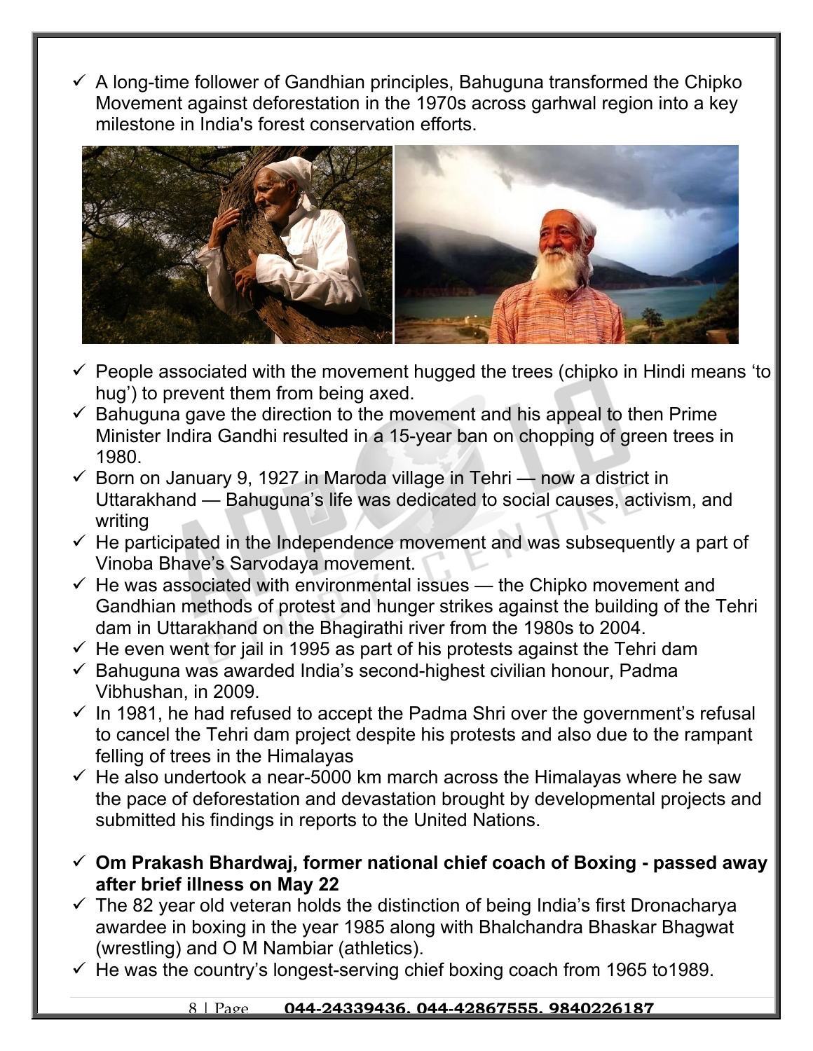- ✓ A long-time follower of Gandhian principles, Bahuguna transformed the Chipko Movement against deforestation in the 1970s across garhwal region into a key milestone in India's forest conservation efforts.
- ✓ People associated with the movement hugged the trees (chipko in Hindi means 'to hug') to prevent them from being axed.
- ✓ Bahuguna gave the direction to the movement and his appeal to then Prime Minister Indira Gandhi resulted in a 15-year ban on chopping of green trees in 1980.
- ✓ Born on January 9, 1927 in Maroda village in Tehri — now a district in Uttarakhand — Bahuguna's life was dedicated to social causes, activism, and writing
- ✓ He participated in the Independence movement and was subsequently a part of Vinoba Bhave's Sarvodaya movement.
- ✓ He was associated with environmental issues — the Chipko movement and Gandhian methods of protest and hunger strikes against the building of the Tehri dam in Uttarakhand on the Bhagirathi river from the 1980s to 2004.
- ✓ He even went for jail in 1995 as part of his protests against the Tehri dam
- ✓ Bahuguna was awarded India's second-highest civilian honour, Padma Vibhushan, in 2009.
- ✓ In 1981, he had refused to accept the Padma Shri over the government's refusal to cancel the Tehri dam project despite his protests and also due to the rampant felling of trees in the Himalayas
- ✓ He also undertook a near-5000 km march across the Himalayas where he saw the pace of deforestation and devastation brought by developmental projects and submitted his findings in reports to the United Nations.

- ✓ **Om Prakash Bhardwaj, former national chief coach of Boxing - passed away after brief illness on May 22**
- ✓ The 82 year old veteran holds the distinction of being India's first Dronacharya awardee in boxing in the year 1985 along with Bhalchandra Bhaskar Bhagwat (wrestling) and O M Nambiar (athletics).
- ✓ He was the country's longest-serving chief boxing coach from 1965 to1989.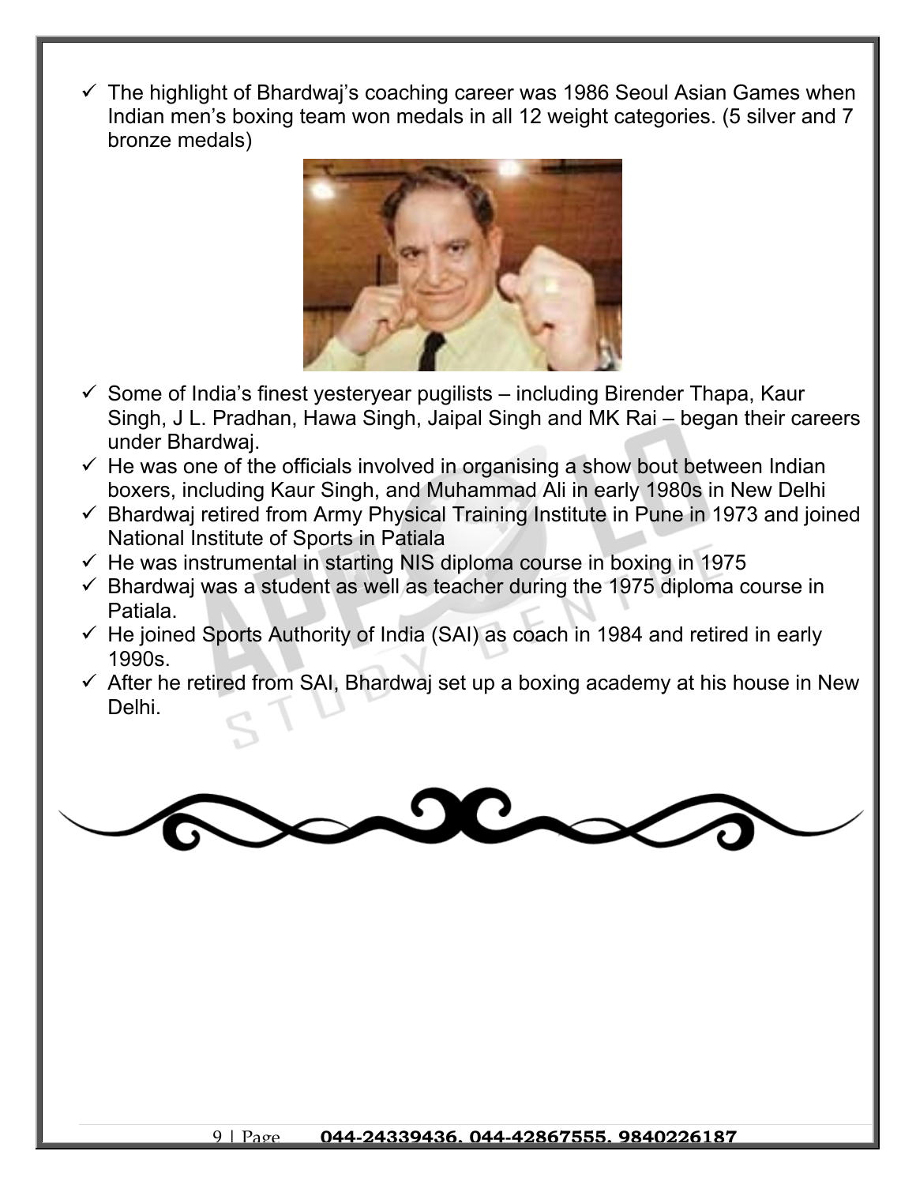- The highlight of Bhardwaj's coaching career was 1986 Seoul Asian Games when Indian men's boxing team won medals in all 12 weight categories. (5 silver and 7 bronze medals)
- Some of India's finest yesteryear pugilists – including Birender Thapa, Kaur Singh, J L. Pradhan, Hawa Singh, Jaipal Singh and MK Rai – began their careers under Bhardwaj.
- He was one of the officials involved in organising a show bout between Indian boxers, including Kaur Singh, and Muhammad Ali in early 1980s in New Delhi
- Bhardwaj retired from Army Physical Training Institute in Pune in 1973 and joined National Institute of Sports in Patiala
- He was instrumental in starting NIS diploma course in boxing in 1975
- Bhardwaj was a student as well as teacher during the 1975 diploma course in Patiala.
- He joined Sports Authority of India (SAI) as coach in 1984 and retired in early 1990s.
- After he retired from SAI, Bhardwaj set up a boxing academy at his house in New Delhi.